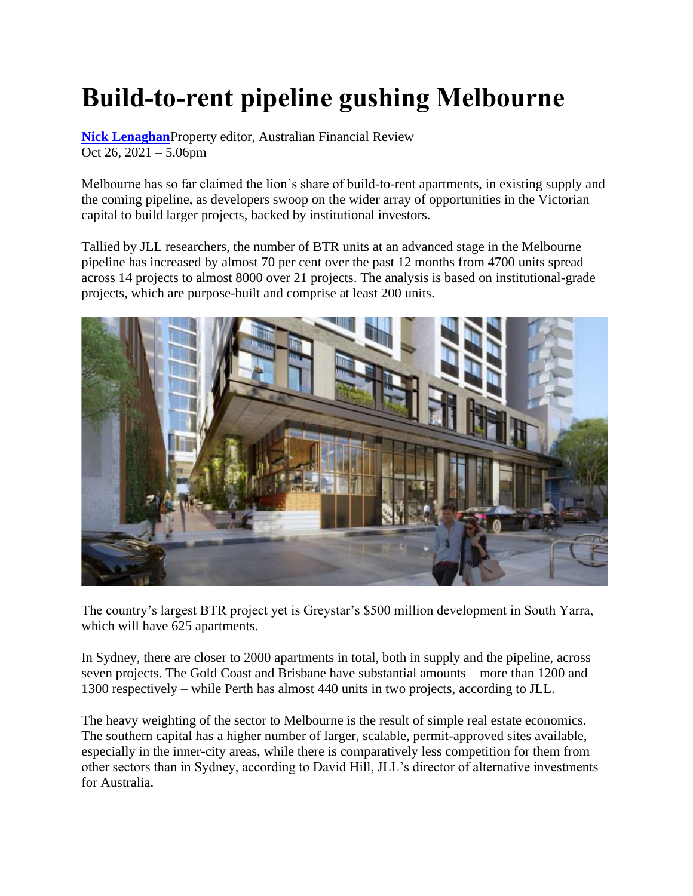# Build-to-rent pipeline gushing Melbourne

**Nick Lenaghan**Property editor, Australian Financial Review
Oct 26, 2021 – 5.06pm

Melbourne has so far claimed the lion's share of build-to-rent apartments, in existing supply and the coming pipeline, as developers swoop on the wider array of opportunities in the Victorian capital to build larger projects, backed by institutional investors.

Tallied by JLL researchers, the number of BTR units at an advanced stage in the Melbourne pipeline has increased by almost 70 per cent over the past 12 months from 4700 units spread across 14 projects to almost 8000 over 21 projects. The analysis is based on institutional-grade projects, which are purpose-built and comprise at least 200 units.

The country's largest BTR project yet is Greystar's $500 million development in South Yarra, which will have 625 apartments.

In Sydney, there are closer to 2000 apartments in total, both in supply and the pipeline, across seven projects. The Gold Coast and Brisbane have substantial amounts – more than 1200 and 1300 respectively – while Perth has almost 440 units in two projects, according to JLL.

The heavy weighting of the sector to Melbourne is the result of simple real estate economics. The southern capital has a higher number of larger, scalable, permit-approved sites available, especially in the inner-city areas, while there is comparatively less competition for them from other sectors than in Sydney, according to David Hill, JLL's director of alternative investments for Australia.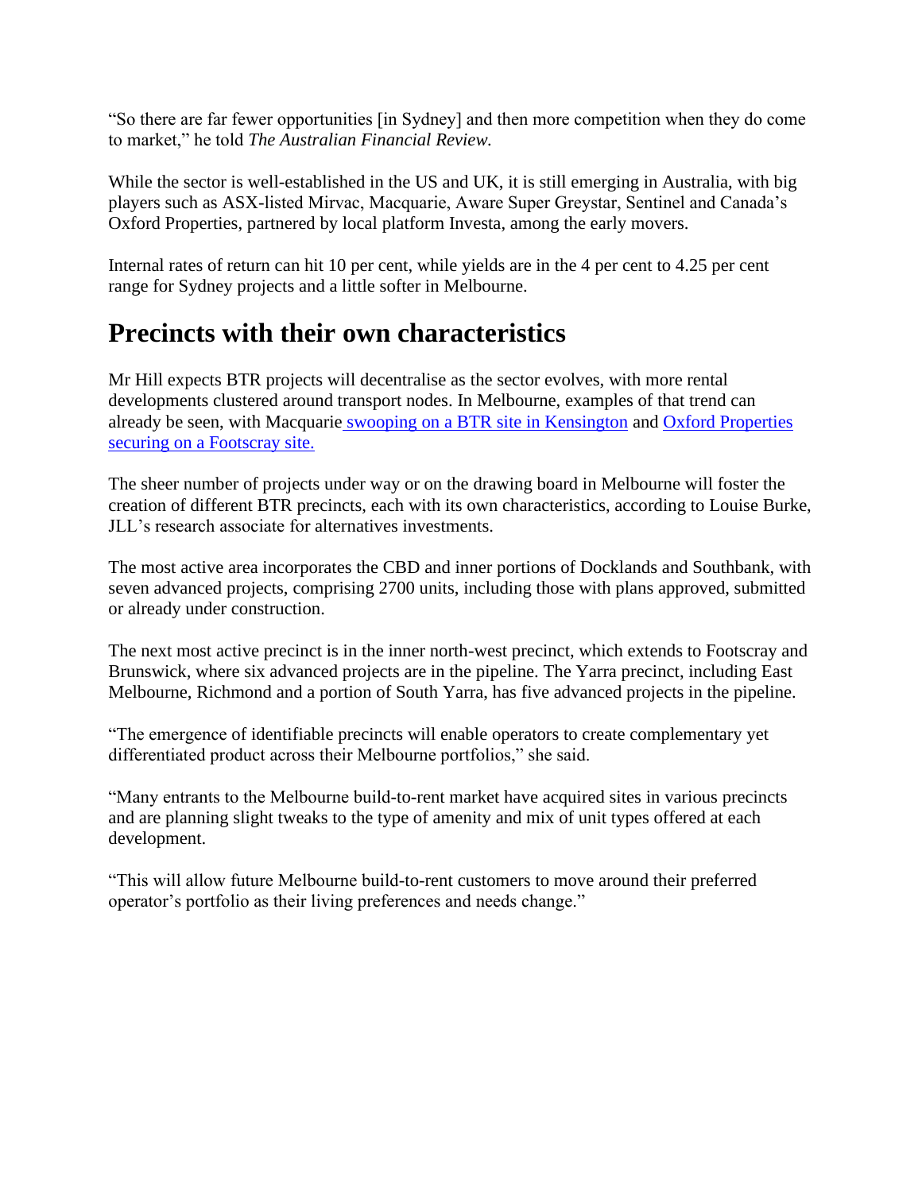"So there are far fewer opportunities [in Sydney] and then more competition when they do come to market," he told *The Australian Financial Review.*

While the sector is well-established in the US and UK, it is still emerging in Australia, with big players such as ASX-listed Mirvac, Macquarie, Aware Super Greystar, Sentinel and Canada's Oxford Properties, partnered by local platform Investa, among the early movers.

Internal rates of return can hit 10 per cent, while yields are in the 4 per cent to 4.25 per cent range for Sydney projects and a little softer in Melbourne.

## Precincts with their own characteristics

Mr Hill expects BTR projects will decentralise as the sector evolves, with more rental developments clustered around transport nodes. In Melbourne, examples of that trend can already be seen, with Macquarie swooping on a BTR site in Kensington and Oxford Properties securing on a Footscray site.

The sheer number of projects under way or on the drawing board in Melbourne will foster the creation of different BTR precincts, each with its own characteristics, according to Louise Burke, JLL's research associate for alternatives investments.

The most active area incorporates the CBD and inner portions of Docklands and Southbank, with seven advanced projects, comprising 2700 units, including those with plans approved, submitted or already under construction.

The next most active precinct is in the inner north-west precinct, which extends to Footscray and Brunswick, where six advanced projects are in the pipeline. The Yarra precinct, including East Melbourne, Richmond and a portion of South Yarra, has five advanced projects in the pipeline.

"The emergence of identifiable precincts will enable operators to create complementary yet differentiated product across their Melbourne portfolios," she said.

"Many entrants to the Melbourne build-to-rent market have acquired sites in various precincts and are planning slight tweaks to the type of amenity and mix of unit types offered at each development.

"This will allow future Melbourne build-to-rent customers to move around their preferred operator's portfolio as their living preferences and needs change."